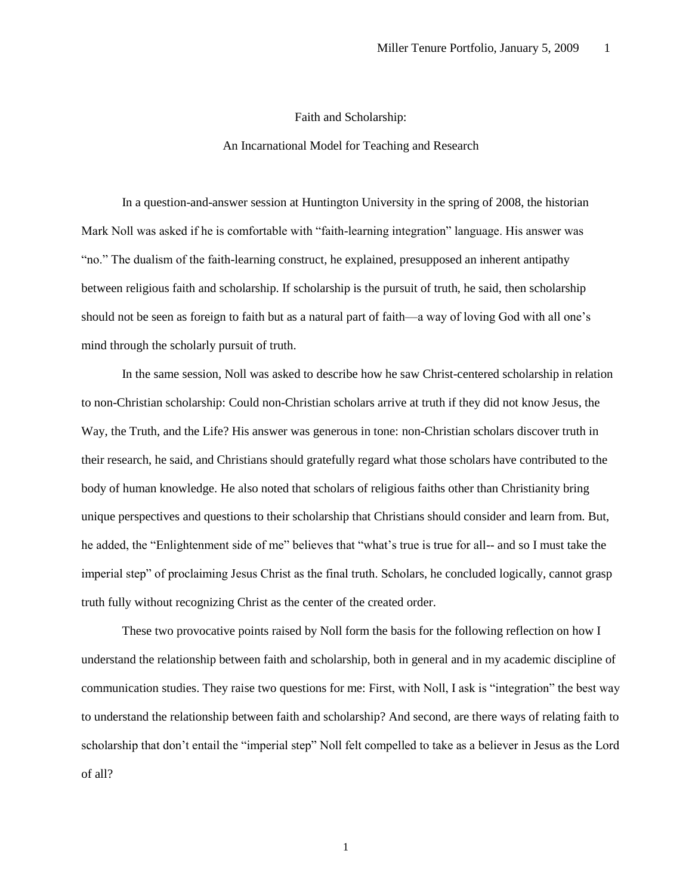# Faith and Scholarship:

## An Incarnational Model for Teaching and Research

In a question-and-answer session at Huntington University in the spring of 2008, the historian Mark Noll was asked if he is comfortable with "faith-learning integration" language. His answer was "no." The dualism of the faith-learning construct, he explained, presupposed an inherent antipathy between religious faith and scholarship. If scholarship is the pursuit of truth, he said, then scholarship should not be seen as foreign to faith but as a natural part of faith—a way of loving God with all one's mind through the scholarly pursuit of truth.

In the same session, Noll was asked to describe how he saw Christ-centered scholarship in relation to non-Christian scholarship: Could non-Christian scholars arrive at truth if they did not know Jesus, the Way, the Truth, and the Life? His answer was generous in tone: non-Christian scholars discover truth in their research, he said, and Christians should gratefully regard what those scholars have contributed to the body of human knowledge. He also noted that scholars of religious faiths other than Christianity bring unique perspectives and questions to their scholarship that Christians should consider and learn from. But, he added, the "Enlightenment side of me" believes that "what's true is true for all-- and so I must take the imperial step" of proclaiming Jesus Christ as the final truth. Scholars, he concluded logically, cannot grasp truth fully without recognizing Christ as the center of the created order.

These two provocative points raised by Noll form the basis for the following reflection on how I understand the relationship between faith and scholarship, both in general and in my academic discipline of communication studies. They raise two questions for me: First, with Noll, I ask is "integration" the best way to understand the relationship between faith and scholarship? And second, are there ways of relating faith to scholarship that don't entail the "imperial step" Noll felt compelled to take as a believer in Jesus as the Lord of all?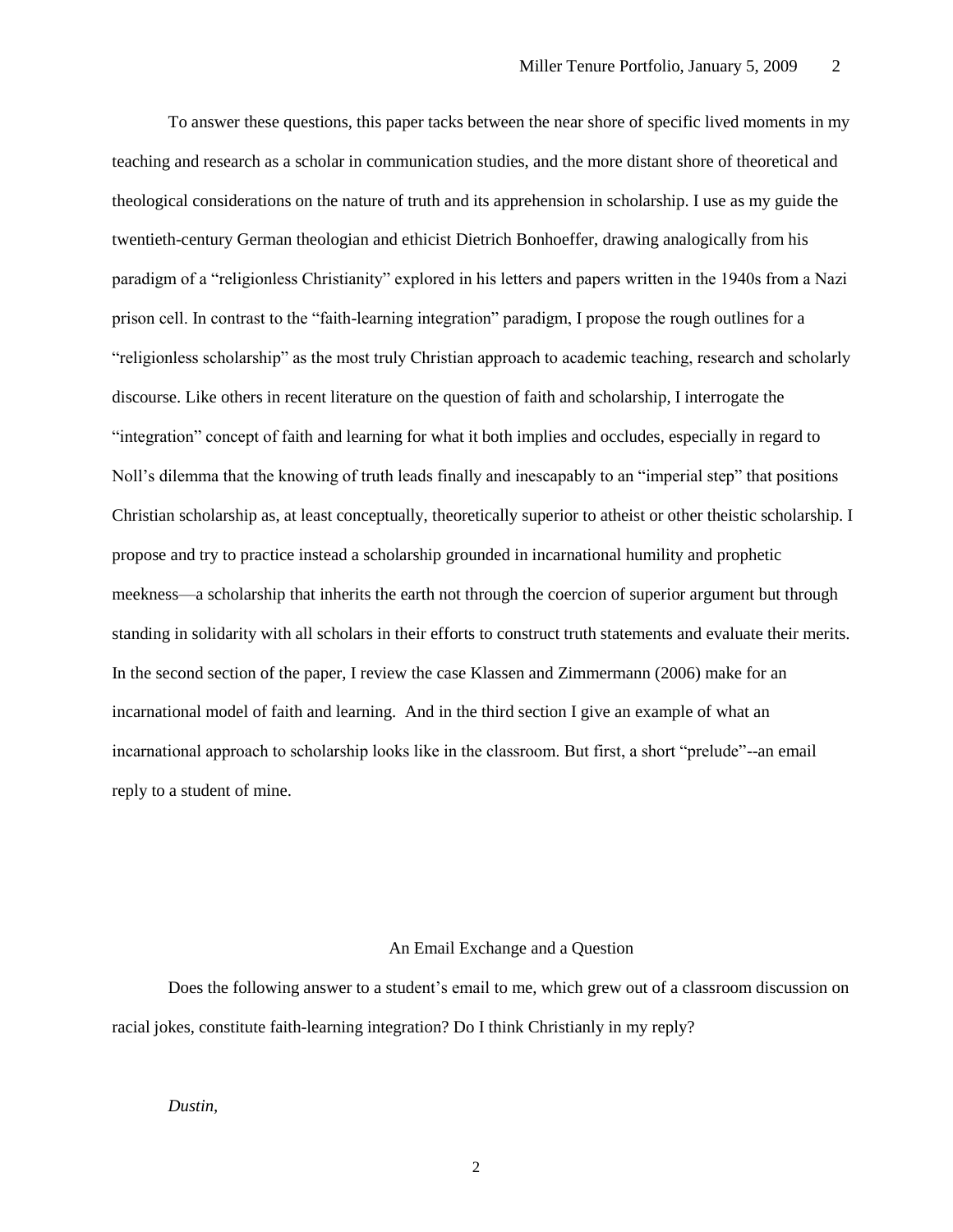To answer these questions, this paper tacks between the near shore of specific lived moments in my teaching and research as a scholar in communication studies, and the more distant shore of theoretical and theological considerations on the nature of truth and its apprehension in scholarship. I use as my guide the twentieth-century German theologian and ethicist Dietrich Bonhoeffer, drawing analogically from his paradigm of a "religionless Christianity" explored in his letters and papers written in the 1940s from a Nazi prison cell. In contrast to the "faith-learning integration" paradigm, I propose the rough outlines for a "religionless scholarship" as the most truly Christian approach to academic teaching, research and scholarly discourse. Like others in recent literature on the question of faith and scholarship, I interrogate the "integration" concept of faith and learning for what it both implies and occludes, especially in regard to Noll's dilemma that the knowing of truth leads finally and inescapably to an "imperial step" that positions Christian scholarship as, at least conceptually, theoretically superior to atheist or other theistic scholarship. I propose and try to practice instead a scholarship grounded in incarnational humility and prophetic meekness—a scholarship that inherits the earth not through the coercion of superior argument but through standing in solidarity with all scholars in their efforts to construct truth statements and evaluate their merits. In the second section of the paper, I review the case Klassen and Zimmermann (2006) make for an incarnational model of faith and learning. And in the third section I give an example of what an incarnational approach to scholarship looks like in the classroom. But first, a short "prelude"--an email reply to a student of mine.

## An Email Exchange and a Question

Does the following answer to a student's email to me, which grew out of a classroom discussion on racial jokes, constitute faith-learning integration? Do I think Christianly in my reply?

*Dustin,*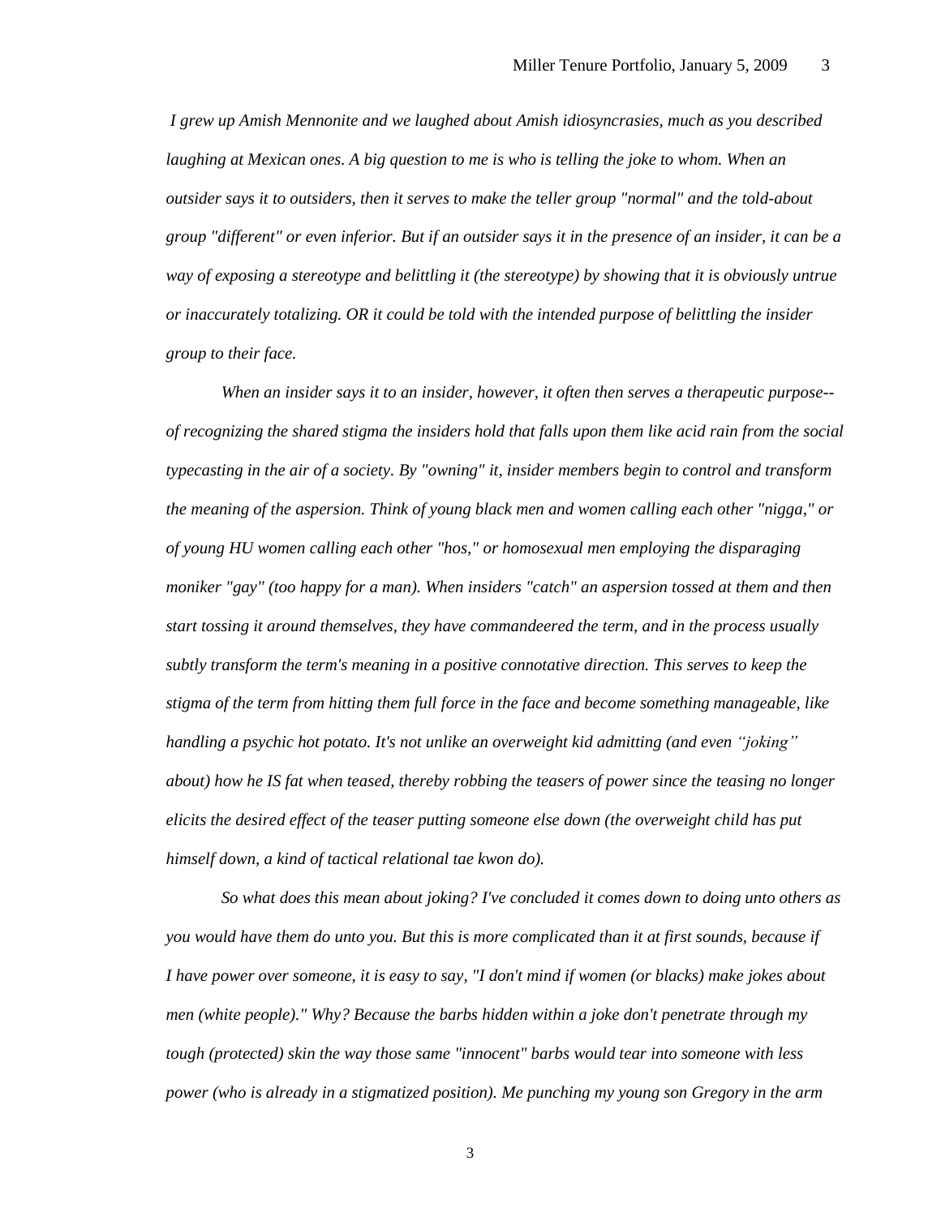*I grew up Amish Mennonite and we laughed about Amish idiosyncrasies, much as you described laughing at Mexican ones. A big question to me is who is telling the joke to whom. When an outsider says it to outsiders, then it serves to make the teller group "normal" and the told-about group "different" or even inferior. But if an outsider says it in the presence of an insider, it can be a way of exposing a stereotype and belittling it (the stereotype) by showing that it is obviously untrue or inaccurately totalizing. OR it could be told with the intended purpose of belittling the insider group to their face.*

*When an insider says it to an insider, however, it often then serves a therapeutic purpose--of recognizing the shared stigma the insiders hold that falls upon them like acid rain from the social typecasting in the air of a society. By "owning" it, insider members begin to control and transform the meaning of the aspersion. Think of young black men and women calling each other "nigga," or of young HU women calling each other "hos," or homosexual men employing the disparaging moniker "gay" (too happy for a man). When insiders "catch" an aspersion tossed at them and then start tossing it around themselves, they have commandeered the term, and in the process usually subtly transform the term's meaning in a positive connotative direction. This serves to keep the stigma of the term from hitting them full force in the face and become something manageable, like handling a psychic hot potato. It's not unlike an overweight kid admitting (and even "joking" about) how he IS fat when teased, thereby robbing the teasers of power since the teasing no longer elicits the desired effect of the teaser putting someone else down (the overweight child has put himself down, a kind of tactical relational tae kwon do).*

*So what does this mean about joking? I've concluded it comes down to doing unto others as you would have them do unto you. But this is more complicated than it at first sounds, because if I have power over someone, it is easy to say, "I don't mind if women (or blacks) make jokes about men (white people)." Why? Because the barbs hidden within a joke don't penetrate through my tough (protected) skin the way those same "innocent" barbs would tear into someone with less power (who is already in a stigmatized position). Me punching my young son Gregory in the arm*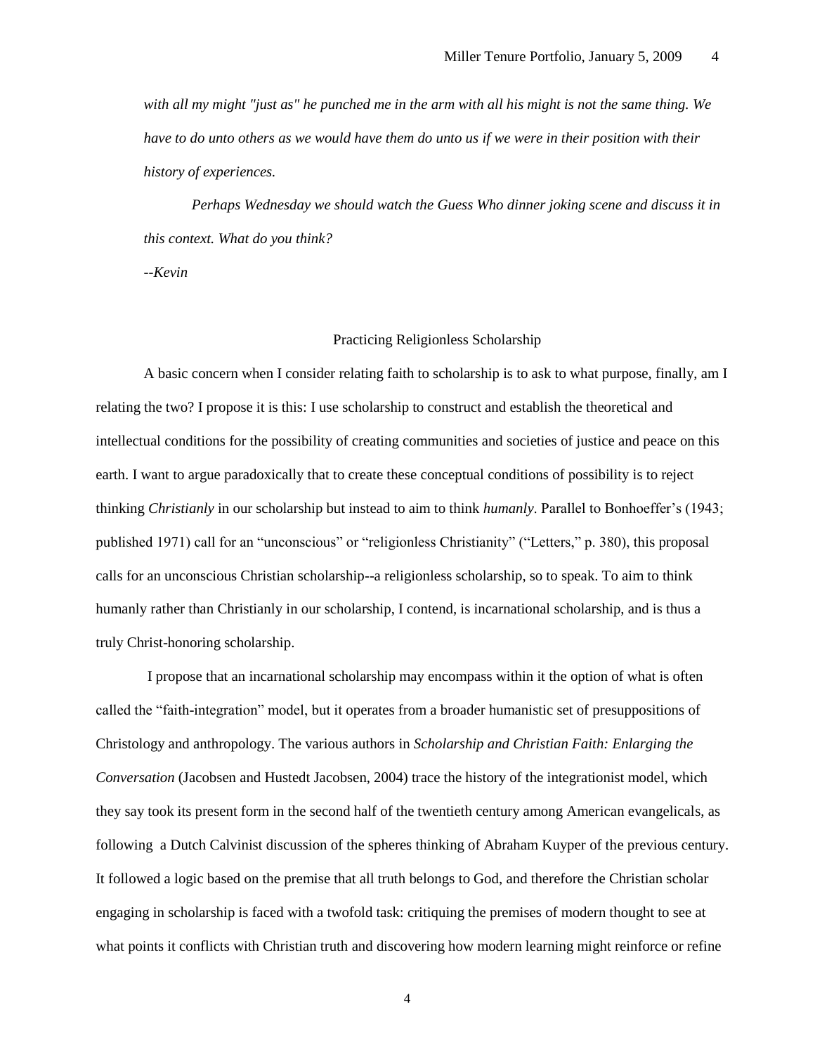*with all my might "just as" he punched me in the arm with all his might is not the same thing. We have to do unto others as we would have them do unto us if we were in their position with their history of experiences.*

*Perhaps Wednesday we should watch the Guess Who dinner joking scene and discuss it in this context. What do you think?*

*--Kevin*

## Practicing Religionless Scholarship

A basic concern when I consider relating faith to scholarship is to ask to what purpose, finally, am I relating the two? I propose it is this: I use scholarship to construct and establish the theoretical and intellectual conditions for the possibility of creating communities and societies of justice and peace on this earth. I want to argue paradoxically that to create these conceptual conditions of possibility is to reject thinking *Christianly* in our scholarship but instead to aim to think *humanly*. Parallel to Bonhoeffer's (1943; published 1971) call for an "unconscious" or "religionless Christianity" ("Letters," p. 380), this proposal calls for an unconscious Christian scholarship--a religionless scholarship, so to speak. To aim to think humanly rather than Christianly in our scholarship, I contend, is incarnational scholarship, and is thus a truly Christ-honoring scholarship.

I propose that an incarnational scholarship may encompass within it the option of what is often called the "faith-integration" model, but it operates from a broader humanistic set of presuppositions of Christology and anthropology. The various authors in *Scholarship and Christian Faith: Enlarging the Conversation* (Jacobsen and Hustedt Jacobsen, 2004) trace the history of the integrationist model, which they say took its present form in the second half of the twentieth century among American evangelicals, as following a Dutch Calvinist discussion of the spheres thinking of Abraham Kuyper of the previous century. It followed a logic based on the premise that all truth belongs to God, and therefore the Christian scholar engaging in scholarship is faced with a twofold task: critiquing the premises of modern thought to see at what points it conflicts with Christian truth and discovering how modern learning might reinforce or refine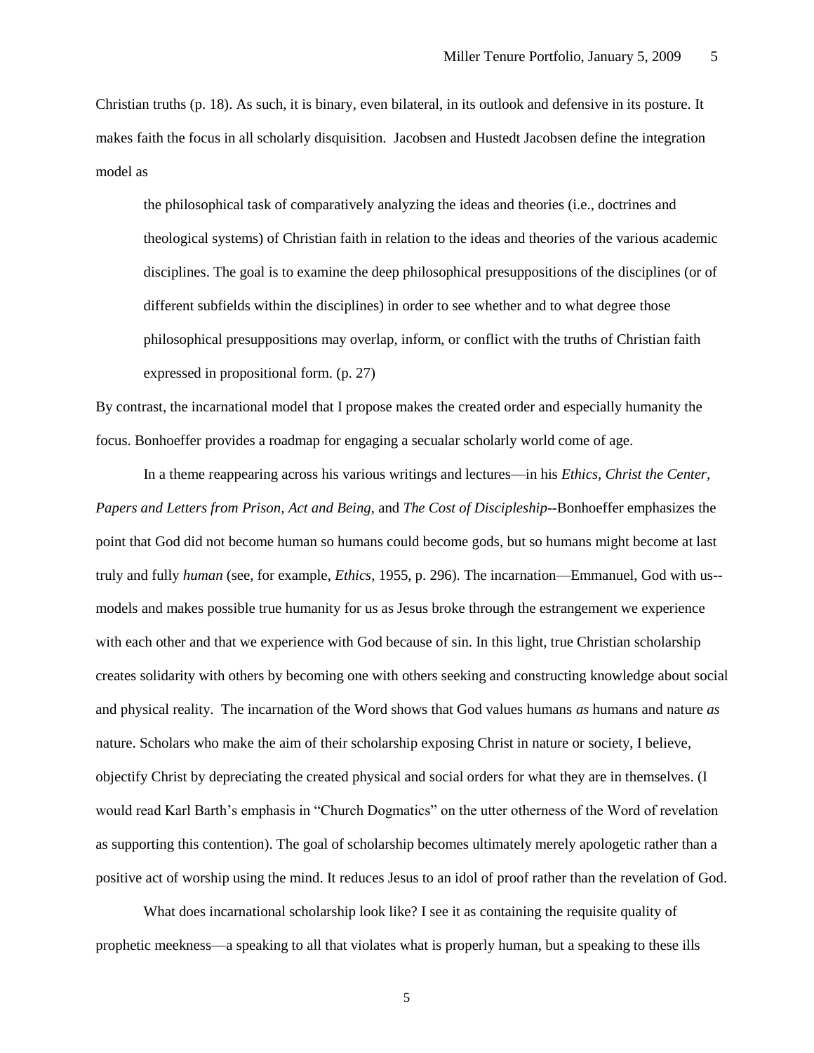Christian truths (p. 18). As such, it is binary, even bilateral, in its outlook and defensive in its posture. It makes faith the focus in all scholarly disquisition. Jacobsen and Hustedt Jacobsen define the integration model as

> the philosophical task of comparatively analyzing the ideas and theories (i.e., doctrines and theological systems) of Christian faith in relation to the ideas and theories of the various academic disciplines. The goal is to examine the deep philosophical presuppositions of the disciplines (or of different subfields within the disciplines) in order to see whether and to what degree those philosophical presuppositions may overlap, inform, or conflict with the truths of Christian faith expressed in propositional form. (p. 27)

By contrast, the incarnational model that I propose makes the created order and especially humanity the focus. Bonhoeffer provides a roadmap for engaging a secualar scholarly world come of age.

In a theme reappearing across his various writings and lectures—in his *Ethics, Christ the Center, Papers and Letters from Prison, Act and Being,* and *The Cost of Discipleship*--Bonhoeffer emphasizes the point that God did not become human so humans could become gods, but so humans might become at last truly and fully *human* (see, for example, *Ethics*, 1955, p. 296). The incarnation—Emmanuel, God with us--models and makes possible true humanity for us as Jesus broke through the estrangement we experience with each other and that we experience with God because of sin. In this light, true Christian scholarship creates solidarity with others by becoming one with others seeking and constructing knowledge about social and physical reality. The incarnation of the Word shows that God values humans *as* humans and nature *as* nature. Scholars who make the aim of their scholarship exposing Christ in nature or society, I believe, objectify Christ by depreciating the created physical and social orders for what they are in themselves. (I would read Karl Barth's emphasis in "Church Dogmatics" on the utter otherness of the Word of revelation as supporting this contention). The goal of scholarship becomes ultimately merely apologetic rather than a positive act of worship using the mind. It reduces Jesus to an idol of proof rather than the revelation of God.

What does incarnational scholarship look like? I see it as containing the requisite quality of prophetic meekness—a speaking to all that violates what is properly human, but a speaking to these ills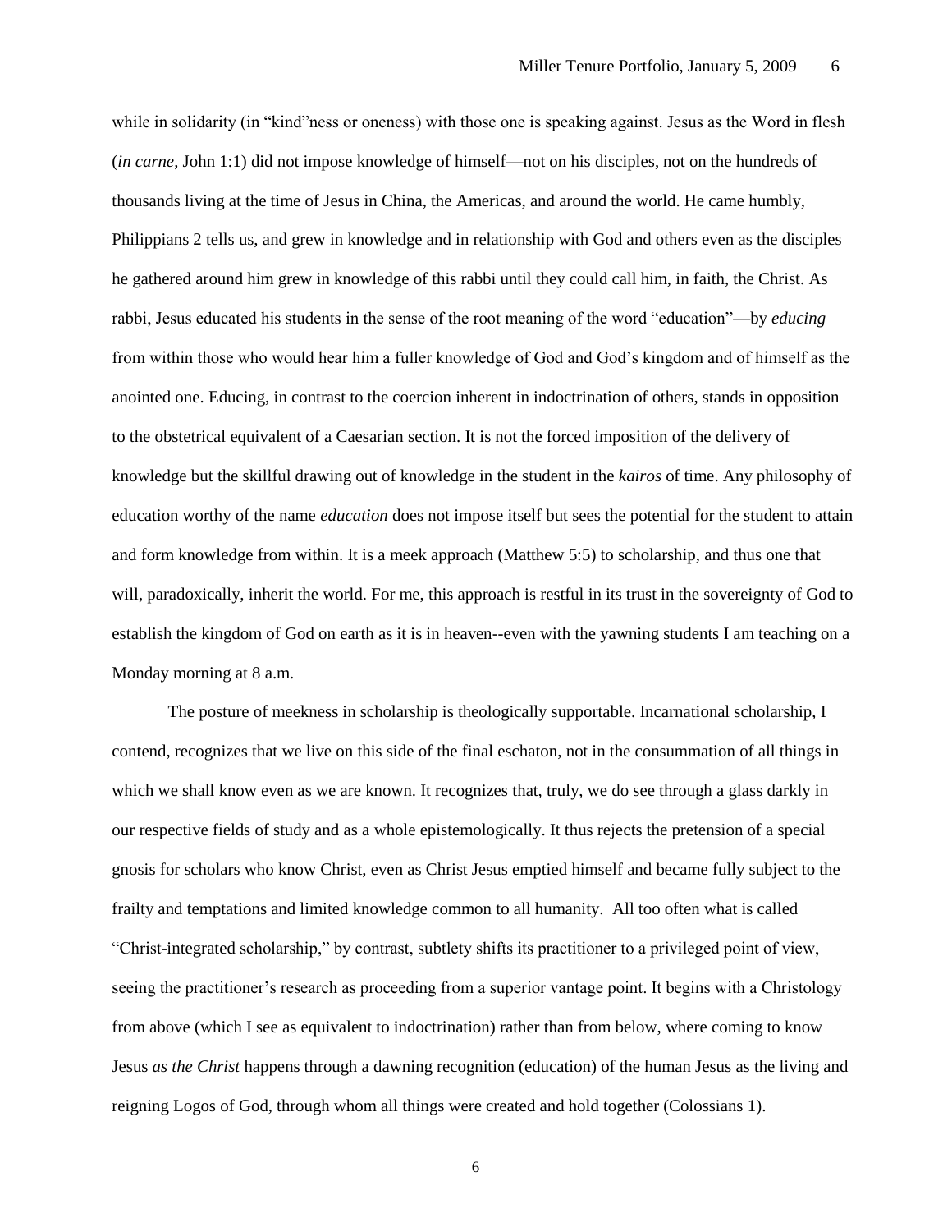while in solidarity (in "kind"ness or oneness) with those one is speaking against. Jesus as the Word in flesh (*in carne*, John 1:1) did not impose knowledge of himself—not on his disciples, not on the hundreds of thousands living at the time of Jesus in China, the Americas, and around the world. He came humbly, Philippians 2 tells us, and grew in knowledge and in relationship with God and others even as the disciples he gathered around him grew in knowledge of this rabbi until they could call him, in faith, the Christ. As rabbi, Jesus educated his students in the sense of the root meaning of the word "education"—by *educing* from within those who would hear him a fuller knowledge of God and God's kingdom and of himself as the anointed one. Educing, in contrast to the coercion inherent in indoctrination of others, stands in opposition to the obstetrical equivalent of a Caesarian section. It is not the forced imposition of the delivery of knowledge but the skillful drawing out of knowledge in the student in the *kairos* of time. Any philosophy of education worthy of the name *education* does not impose itself but sees the potential for the student to attain and form knowledge from within. It is a meek approach (Matthew 5:5) to scholarship, and thus one that will, paradoxically, inherit the world. For me, this approach is restful in its trust in the sovereignty of God to establish the kingdom of God on earth as it is in heaven--even with the yawning students I am teaching on a Monday morning at 8 a.m.

The posture of meekness in scholarship is theologically supportable. Incarnational scholarship, I contend, recognizes that we live on this side of the final eschaton, not in the consummation of all things in which we shall know even as we are known. It recognizes that, truly, we do see through a glass darkly in our respective fields of study and as a whole epistemologically. It thus rejects the pretension of a special gnosis for scholars who know Christ, even as Christ Jesus emptied himself and became fully subject to the frailty and temptations and limited knowledge common to all humanity. All too often what is called "Christ-integrated scholarship," by contrast, subtlety shifts its practitioner to a privileged point of view, seeing the practitioner's research as proceeding from a superior vantage point. It begins with a Christology from above (which I see as equivalent to indoctrination) rather than from below, where coming to know Jesus *as the Christ* happens through a dawning recognition (education) of the human Jesus as the living and reigning Logos of God, through whom all things were created and hold together (Colossians 1).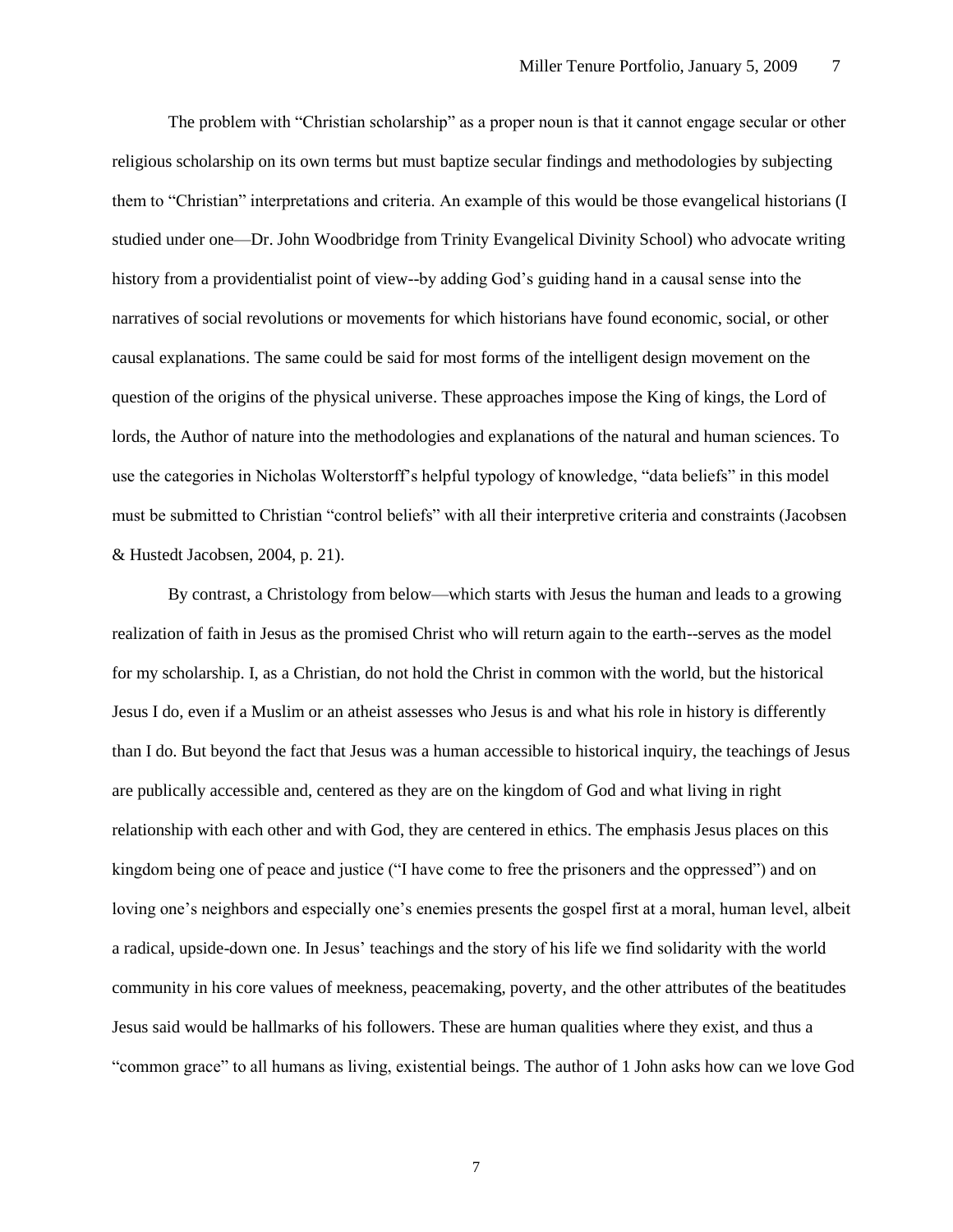The problem with "Christian scholarship" as a proper noun is that it cannot engage secular or other religious scholarship on its own terms but must baptize secular findings and methodologies by subjecting them to "Christian" interpretations and criteria. An example of this would be those evangelical historians (I studied under one—Dr. John Woodbridge from Trinity Evangelical Divinity School) who advocate writing history from a providentialist point of view--by adding God's guiding hand in a causal sense into the narratives of social revolutions or movements for which historians have found economic, social, or other causal explanations. The same could be said for most forms of the intelligent design movement on the question of the origins of the physical universe. These approaches impose the King of kings, the Lord of lords, the Author of nature into the methodologies and explanations of the natural and human sciences. To use the categories in Nicholas Wolterstorff's helpful typology of knowledge, "data beliefs" in this model must be submitted to Christian "control beliefs" with all their interpretive criteria and constraints (Jacobsen & Hustedt Jacobsen, 2004, p. 21).

By contrast, a Christology from below—which starts with Jesus the human and leads to a growing realization of faith in Jesus as the promised Christ who will return again to the earth--serves as the model for my scholarship. I, as a Christian, do not hold the Christ in common with the world, but the historical Jesus I do, even if a Muslim or an atheist assesses who Jesus is and what his role in history is differently than I do. But beyond the fact that Jesus was a human accessible to historical inquiry, the teachings of Jesus are publically accessible and, centered as they are on the kingdom of God and what living in right relationship with each other and with God, they are centered in ethics. The emphasis Jesus places on this kingdom being one of peace and justice ("I have come to free the prisoners and the oppressed") and on loving one's neighbors and especially one's enemies presents the gospel first at a moral, human level, albeit a radical, upside-down one. In Jesus' teachings and the story of his life we find solidarity with the world community in his core values of meekness, peacemaking, poverty, and the other attributes of the beatitudes Jesus said would be hallmarks of his followers. These are human qualities where they exist, and thus a "common grace" to all humans as living, existential beings. The author of 1 John asks how can we love God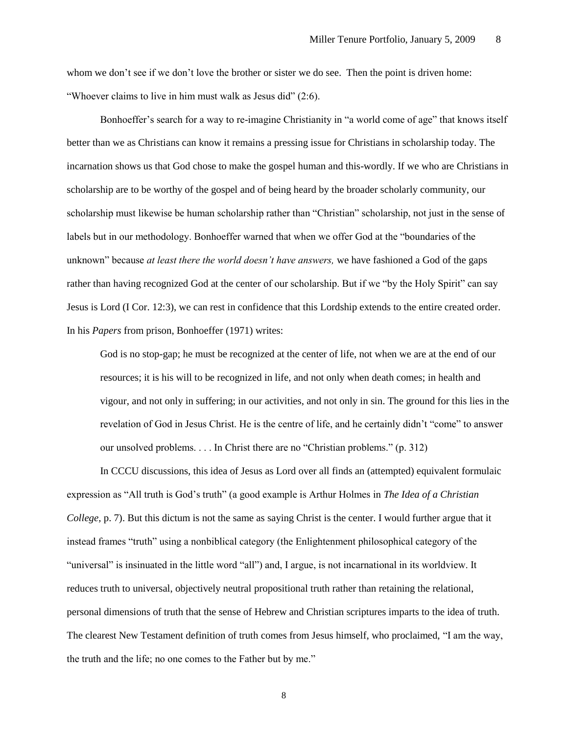whom we don't see if we don't love the brother or sister we do see. Then the point is driven home: "Whoever claims to live in him must walk as Jesus did" (2:6).

Bonhoeffer's search for a way to re-imagine Christianity in "a world come of age" that knows itself better than we as Christians can know it remains a pressing issue for Christians in scholarship today. The incarnation shows us that God chose to make the gospel human and this-wordly. If we who are Christians in scholarship are to be worthy of the gospel and of being heard by the broader scholarly community, our scholarship must likewise be human scholarship rather than "Christian" scholarship, not just in the sense of labels but in our methodology. Bonhoeffer warned that when we offer God at the "boundaries of the unknown" because *at least there the world doesn't have answers,* we have fashioned a God of the gaps rather than having recognized God at the center of our scholarship. But if we "by the Holy Spirit" can say Jesus is Lord (I Cor. 12:3), we can rest in confidence that this Lordship extends to the entire created order. In his *Papers* from prison, Bonhoeffer (1971) writes:

> God is no stop-gap; he must be recognized at the center of life, not when we are at the end of our resources; it is his will to be recognized in life, and not only when death comes; in health and vigour, and not only in suffering; in our activities, and not only in sin. The ground for this lies in the revelation of God in Jesus Christ. He is the centre of life, and he certainly didn't "come" to answer our unsolved problems. . . . In Christ there are no "Christian problems." (p. 312)

In CCCU discussions, this idea of Jesus as Lord over all finds an (attempted) equivalent formulaic expression as "All truth is God's truth" (a good example is Arthur Holmes in *The Idea of a Christian College,* p. 7). But this dictum is not the same as saying Christ is the center. I would further argue that it instead frames "truth" using a nonbiblical category (the Enlightenment philosophical category of the "universal" is insinuated in the little word "all") and, I argue, is not incarnational in its worldview. It reduces truth to universal, objectively neutral propositional truth rather than retaining the relational, personal dimensions of truth that the sense of Hebrew and Christian scriptures imparts to the idea of truth. The clearest New Testament definition of truth comes from Jesus himself, who proclaimed, "I am the way, the truth and the life; no one comes to the Father but by me."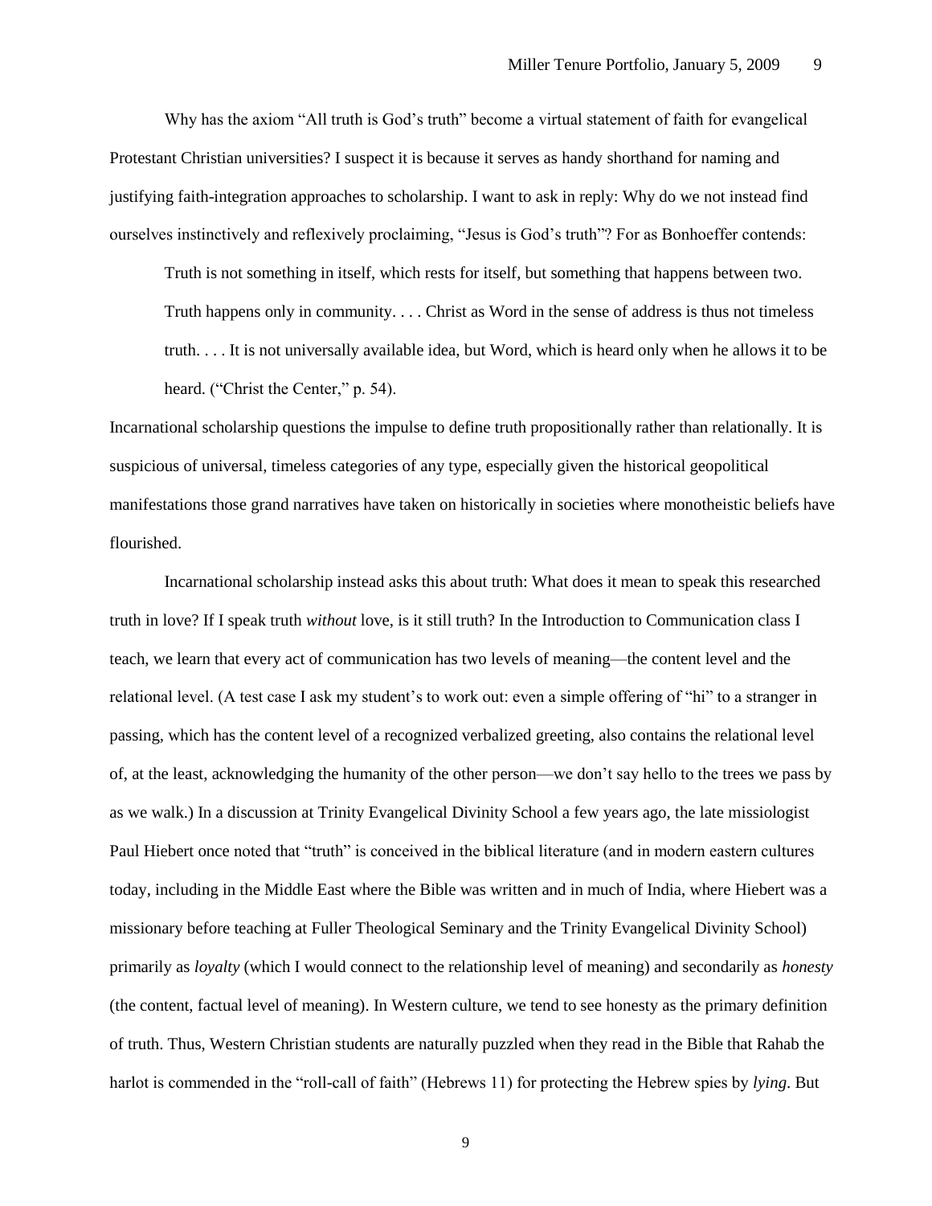Why has the axiom "All truth is God's truth" become a virtual statement of faith for evangelical Protestant Christian universities? I suspect it is because it serves as handy shorthand for naming and justifying faith-integration approaches to scholarship. I want to ask in reply: Why do we not instead find ourselves instinctively and reflexively proclaiming, "Jesus is God's truth"? For as Bonhoeffer contends:

> Truth is not something in itself, which rests for itself, but something that happens between two. Truth happens only in community. . . . Christ as Word in the sense of address is thus not timeless truth. . . . It is not universally available idea, but Word, which is heard only when he allows it to be heard. ("Christ the Center," p. 54).

Incarnational scholarship questions the impulse to define truth propositionally rather than relationally. It is suspicious of universal, timeless categories of any type, especially given the historical geopolitical manifestations those grand narratives have taken on historically in societies where monotheistic beliefs have flourished.

Incarnational scholarship instead asks this about truth: What does it mean to speak this researched truth in love? If I speak truth *without* love, is it still truth? In the Introduction to Communication class I teach, we learn that every act of communication has two levels of meaning—the content level and the relational level. (A test case I ask my student's to work out: even a simple offering of "hi" to a stranger in passing, which has the content level of a recognized verbalized greeting, also contains the relational level of, at the least, acknowledging the humanity of the other person—we don't say hello to the trees we pass by as we walk.) In a discussion at Trinity Evangelical Divinity School a few years ago, the late missiologist Paul Hiebert once noted that "truth" is conceived in the biblical literature (and in modern eastern cultures today, including in the Middle East where the Bible was written and in much of India, where Hiebert was a missionary before teaching at Fuller Theological Seminary and the Trinity Evangelical Divinity School) primarily as *loyalty* (which I would connect to the relationship level of meaning) and secondarily as *honesty* (the content, factual level of meaning). In Western culture, we tend to see honesty as the primary definition of truth. Thus, Western Christian students are naturally puzzled when they read in the Bible that Rahab the harlot is commended in the "roll-call of faith" (Hebrews 11) for protecting the Hebrew spies by *lying*. But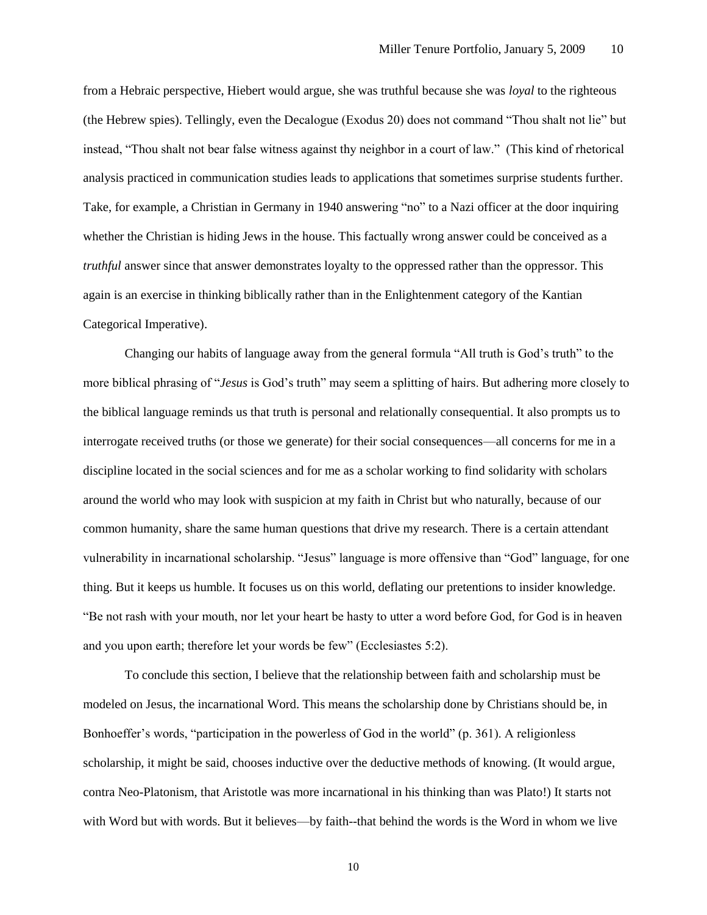from a Hebraic perspective, Hiebert would argue, she was truthful because she was *loyal* to the righteous (the Hebrew spies). Tellingly, even the Decalogue (Exodus 20) does not command "Thou shalt not lie" but instead, "Thou shalt not bear false witness against thy neighbor in a court of law." (This kind of rhetorical analysis practiced in communication studies leads to applications that sometimes surprise students further. Take, for example, a Christian in Germany in 1940 answering "no" to a Nazi officer at the door inquiring whether the Christian is hiding Jews in the house. This factually wrong answer could be conceived as a *truthful* answer since that answer demonstrates loyalty to the oppressed rather than the oppressor. This again is an exercise in thinking biblically rather than in the Enlightenment category of the Kantian Categorical Imperative).

Changing our habits of language away from the general formula "All truth is God's truth" to the more biblical phrasing of "*Jesus* is God's truth" may seem a splitting of hairs. But adhering more closely to the biblical language reminds us that truth is personal and relationally consequential. It also prompts us to interrogate received truths (or those we generate) for their social consequences—all concerns for me in a discipline located in the social sciences and for me as a scholar working to find solidarity with scholars around the world who may look with suspicion at my faith in Christ but who naturally, because of our common humanity, share the same human questions that drive my research. There is a certain attendant vulnerability in incarnational scholarship. "Jesus" language is more offensive than "God" language, for one thing. But it keeps us humble. It focuses us on this world, deflating our pretentions to insider knowledge. "Be not rash with your mouth, nor let your heart be hasty to utter a word before God, for God is in heaven and you upon earth; therefore let your words be few" (Ecclesiastes 5:2).

To conclude this section, I believe that the relationship between faith and scholarship must be modeled on Jesus, the incarnational Word. This means the scholarship done by Christians should be, in Bonhoeffer's words, "participation in the powerless of God in the world" (p. 361). A religionless scholarship, it might be said, chooses inductive over the deductive methods of knowing. (It would argue, contra Neo-Platonism, that Aristotle was more incarnational in his thinking than was Plato!) It starts not with Word but with words. But it believes—by faith--that behind the words is the Word in whom we live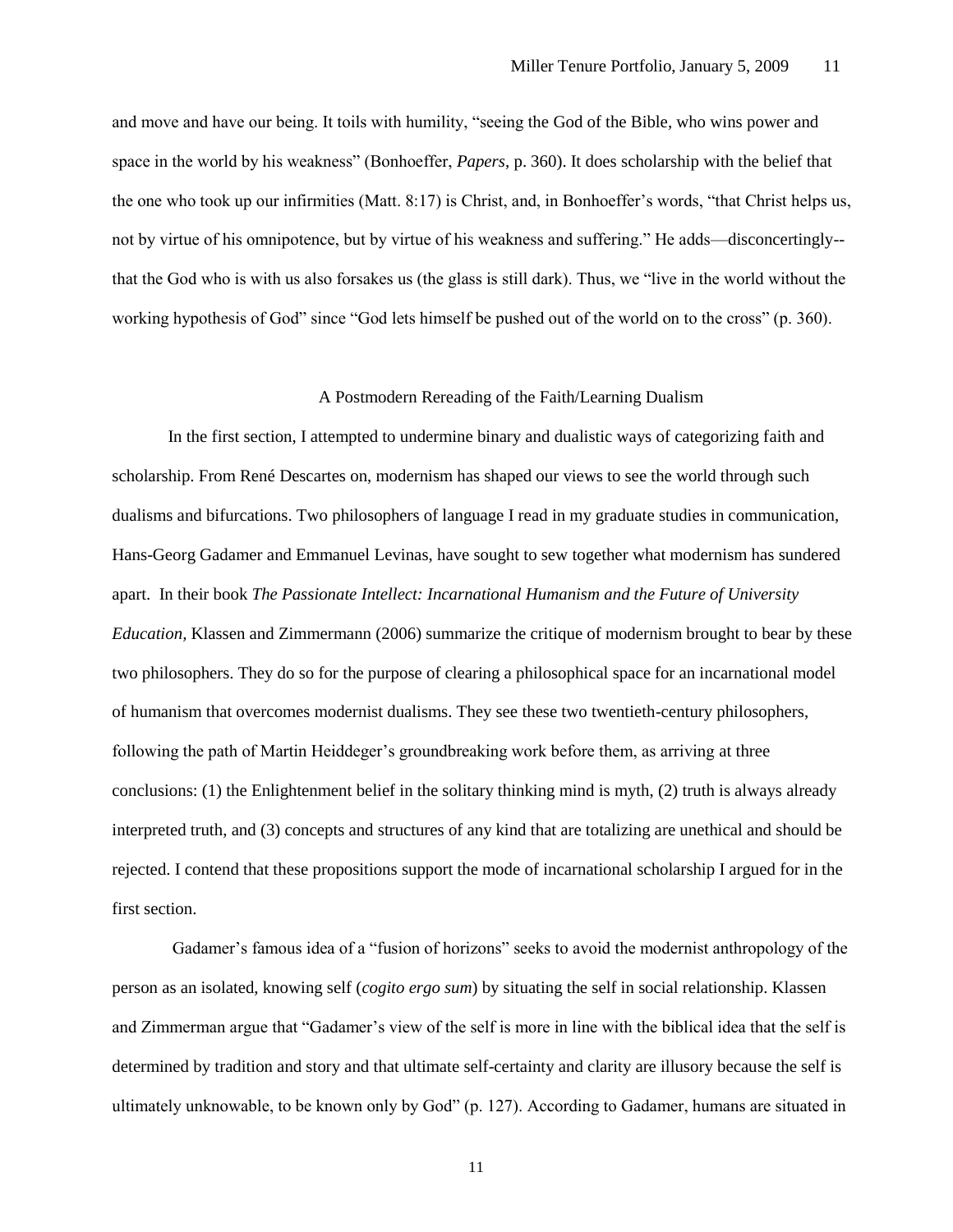and move and have our being. It toils with humility, "seeing the God of the Bible, who wins power and space in the world by his weakness" (Bonhoeffer, *Papers*, p. 360). It does scholarship with the belief that the one who took up our infirmities (Matt. 8:17) is Christ, and, in Bonhoeffer's words, "that Christ helps us, not by virtue of his omnipotence, but by virtue of his weakness and suffering." He adds—disconcertingly--that the God who is with us also forsakes us (the glass is still dark). Thus, we "live in the world without the working hypothesis of God" since "God lets himself be pushed out of the world on to the cross" (p. 360).

## A Postmodern Rereading of the Faith/Learning Dualism

In the first section, I attempted to undermine binary and dualistic ways of categorizing faith and scholarship. From René Descartes on, modernism has shaped our views to see the world through such dualisms and bifurcations. Two philosophers of language I read in my graduate studies in communication, Hans-Georg Gadamer and Emmanuel Levinas, have sought to sew together what modernism has sundered apart. In their book *The Passionate Intellect: Incarnational Humanism and the Future of University Education,* Klassen and Zimmermann (2006) summarize the critique of modernism brought to bear by these two philosophers. They do so for the purpose of clearing a philosophical space for an incarnational model of humanism that overcomes modernist dualisms. They see these two twentieth-century philosophers, following the path of Martin Heiddeger's groundbreaking work before them, as arriving at three conclusions: (1) the Enlightenment belief in the solitary thinking mind is myth, (2) truth is always already interpreted truth, and (3) concepts and structures of any kind that are totalizing are unethical and should be rejected. I contend that these propositions support the mode of incarnational scholarship I argued for in the first section.

Gadamer's famous idea of a "fusion of horizons" seeks to avoid the modernist anthropology of the person as an isolated, knowing self (*cogito ergo sum*) by situating the self in social relationship. Klassen and Zimmerman argue that "Gadamer's view of the self is more in line with the biblical idea that the self is determined by tradition and story and that ultimate self-certainty and clarity are illusory because the self is ultimately unknowable, to be known only by God" (p. 127). According to Gadamer, humans are situated in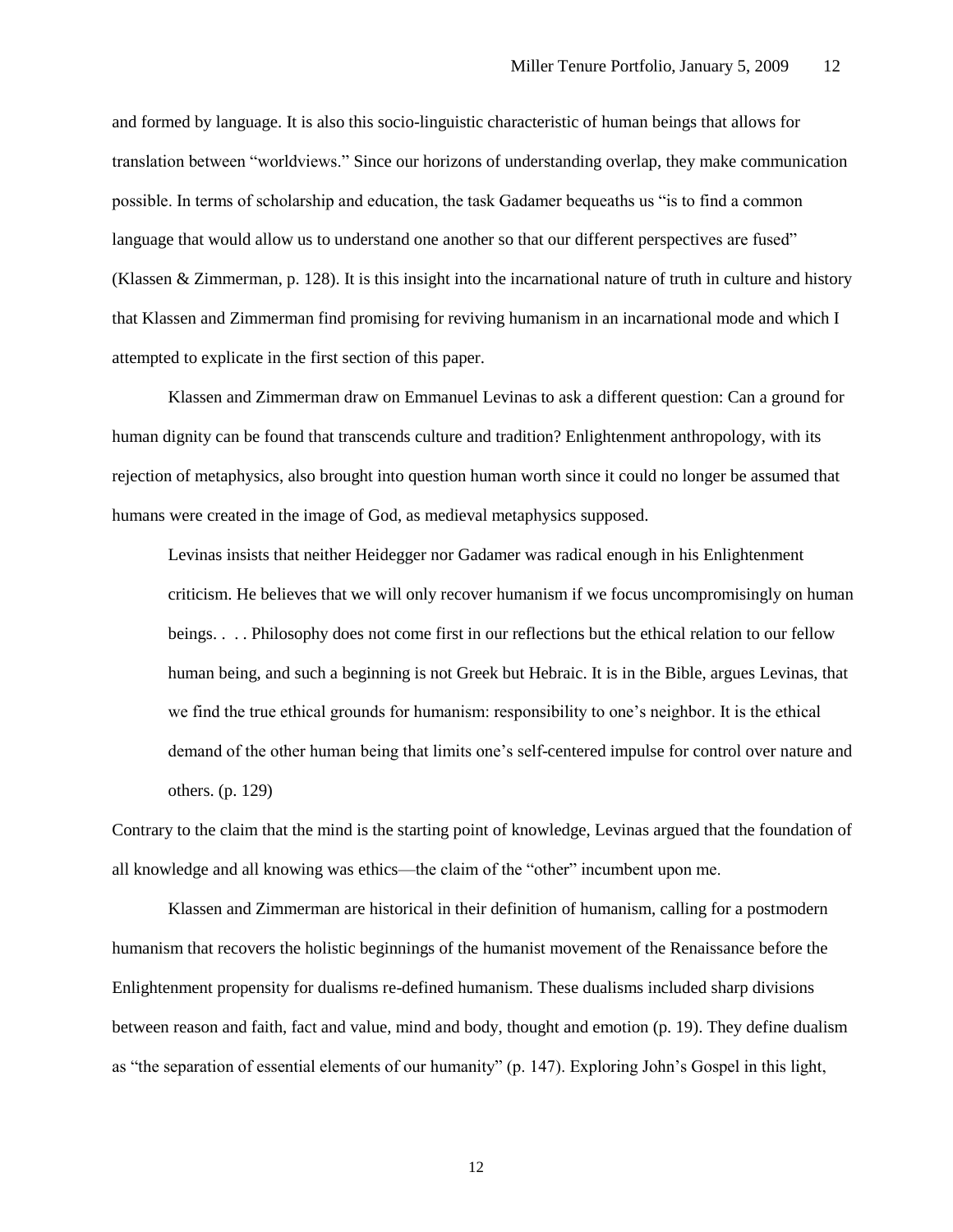and formed by language. It is also this socio-linguistic characteristic of human beings that allows for translation between "worldviews." Since our horizons of understanding overlap, they make communication possible. In terms of scholarship and education, the task Gadamer bequeaths us "is to find a common language that would allow us to understand one another so that our different perspectives are fused" (Klassen & Zimmerman, p. 128). It is this insight into the incarnational nature of truth in culture and history that Klassen and Zimmerman find promising for reviving humanism in an incarnational mode and which I attempted to explicate in the first section of this paper.

Klassen and Zimmerman draw on Emmanuel Levinas to ask a different question: Can a ground for human dignity can be found that transcends culture and tradition? Enlightenment anthropology, with its rejection of metaphysics, also brought into question human worth since it could no longer be assumed that humans were created in the image of God, as medieval metaphysics supposed.

> Levinas insists that neither Heidegger nor Gadamer was radical enough in his Enlightenment criticism. He believes that we will only recover humanism if we focus uncompromisingly on human beings. . . . Philosophy does not come first in our reflections but the ethical relation to our fellow human being, and such a beginning is not Greek but Hebraic. It is in the Bible, argues Levinas, that we find the true ethical grounds for humanism: responsibility to one's neighbor. It is the ethical demand of the other human being that limits one's self-centered impulse for control over nature and others. (p. 129)

Contrary to the claim that the mind is the starting point of knowledge, Levinas argued that the foundation of all knowledge and all knowing was ethics—the claim of the "other" incumbent upon me.

Klassen and Zimmerman are historical in their definition of humanism, calling for a postmodern humanism that recovers the holistic beginnings of the humanist movement of the Renaissance before the Enlightenment propensity for dualisms re-defined humanism. These dualisms included sharp divisions between reason and faith, fact and value, mind and body, thought and emotion (p. 19). They define dualism as "the separation of essential elements of our humanity" (p. 147). Exploring John's Gospel in this light,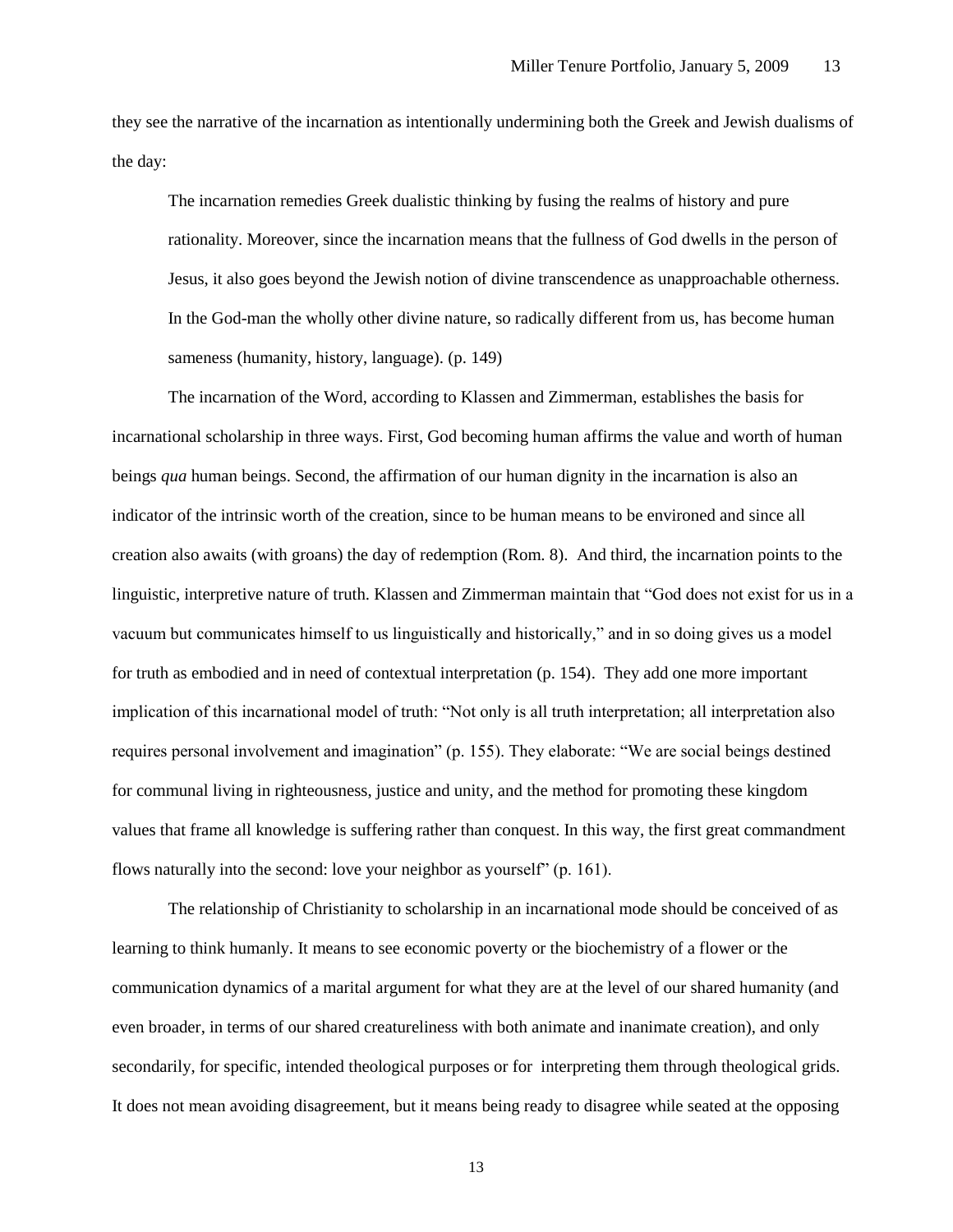they see the narrative of the incarnation as intentionally undermining both the Greek and Jewish dualisms of the day:

> The incarnation remedies Greek dualistic thinking by fusing the realms of history and pure rationality. Moreover, since the incarnation means that the fullness of God dwells in the person of Jesus, it also goes beyond the Jewish notion of divine transcendence as unapproachable otherness. In the God-man the wholly other divine nature, so radically different from us, has become human sameness (humanity, history, language). (p. 149)

The incarnation of the Word, according to Klassen and Zimmerman, establishes the basis for incarnational scholarship in three ways. First, God becoming human affirms the value and worth of human beings *qua* human beings. Second, the affirmation of our human dignity in the incarnation is also an indicator of the intrinsic worth of the creation, since to be human means to be environed and since all creation also awaits (with groans) the day of redemption (Rom. 8). And third, the incarnation points to the linguistic, interpretive nature of truth. Klassen and Zimmerman maintain that "God does not exist for us in a vacuum but communicates himself to us linguistically and historically," and in so doing gives us a model for truth as embodied and in need of contextual interpretation (p. 154). They add one more important implication of this incarnational model of truth: "Not only is all truth interpretation; all interpretation also requires personal involvement and imagination" (p. 155). They elaborate: "We are social beings destined for communal living in righteousness, justice and unity, and the method for promoting these kingdom values that frame all knowledge is suffering rather than conquest. In this way, the first great commandment flows naturally into the second: love your neighbor as yourself" (p. 161).

The relationship of Christianity to scholarship in an incarnational mode should be conceived of as learning to think humanly. It means to see economic poverty or the biochemistry of a flower or the communication dynamics of a marital argument for what they are at the level of our shared humanity (and even broader, in terms of our shared creatureliness with both animate and inanimate creation), and only secondarily, for specific, intended theological purposes or for interpreting them through theological grids. It does not mean avoiding disagreement, but it means being ready to disagree while seated at the opposing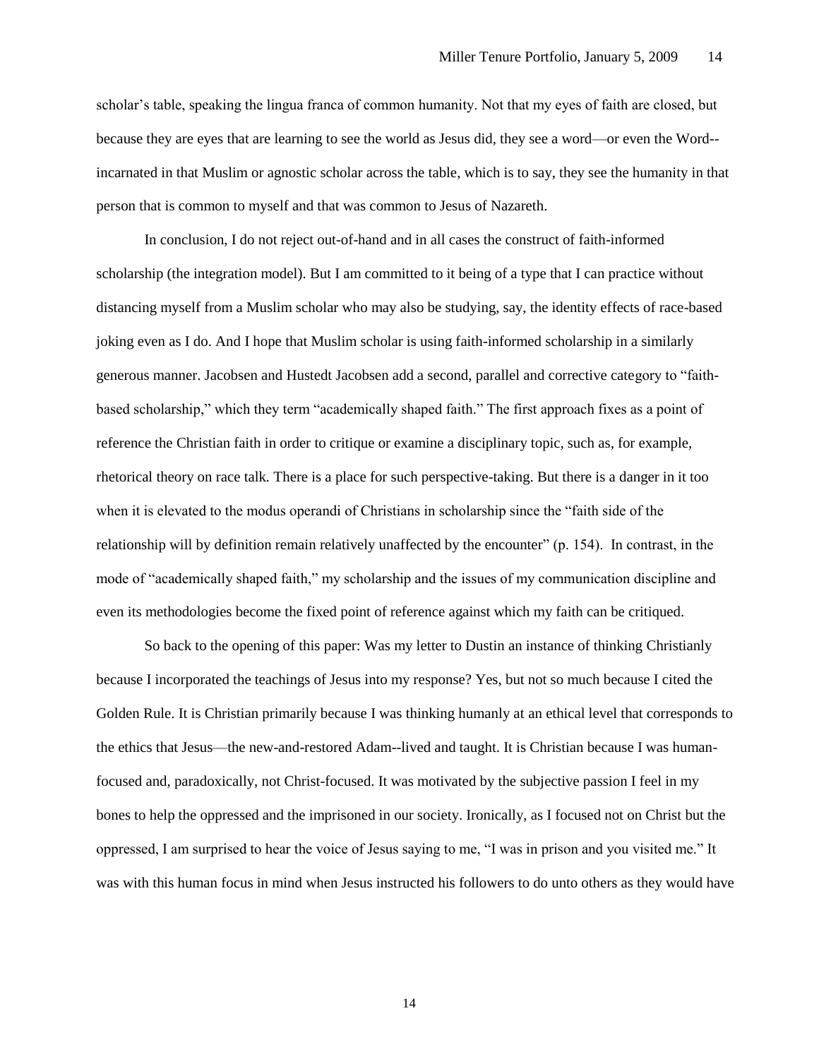scholar's table, speaking the lingua franca of common humanity. Not that my eyes of faith are closed, but because they are eyes that are learning to see the world as Jesus did, they see a word—or even the Word--incarnated in that Muslim or agnostic scholar across the table, which is to say, they see the humanity in that person that is common to myself and that was common to Jesus of Nazareth.

In conclusion, I do not reject out-of-hand and in all cases the construct of faith-informed scholarship (the integration model). But I am committed to it being of a type that I can practice without distancing myself from a Muslim scholar who may also be studying, say, the identity effects of race-based joking even as I do. And I hope that Muslim scholar is using faith-informed scholarship in a similarly generous manner. Jacobsen and Hustedt Jacobsen add a second, parallel and corrective category to "faith-based scholarship," which they term "academically shaped faith." The first approach fixes as a point of reference the Christian faith in order to critique or examine a disciplinary topic, such as, for example, rhetorical theory on race talk. There is a place for such perspective-taking. But there is a danger in it too when it is elevated to the modus operandi of Christians in scholarship since the "faith side of the relationship will by definition remain relatively unaffected by the encounter" (p. 154). In contrast, in the mode of "academically shaped faith," my scholarship and the issues of my communication discipline and even its methodologies become the fixed point of reference against which my faith can be critiqued.

So back to the opening of this paper: Was my letter to Dustin an instance of thinking Christianly because I incorporated the teachings of Jesus into my response? Yes, but not so much because I cited the Golden Rule. It is Christian primarily because I was thinking humanly at an ethical level that corresponds to the ethics that Jesus—the new-and-restored Adam--lived and taught. It is Christian because I was human-focused and, paradoxically, not Christ-focused. It was motivated by the subjective passion I feel in my bones to help the oppressed and the imprisoned in our society. Ironically, as I focused not on Christ but the oppressed, I am surprised to hear the voice of Jesus saying to me, "I was in prison and you visited me." It was with this human focus in mind when Jesus instructed his followers to do unto others as they would have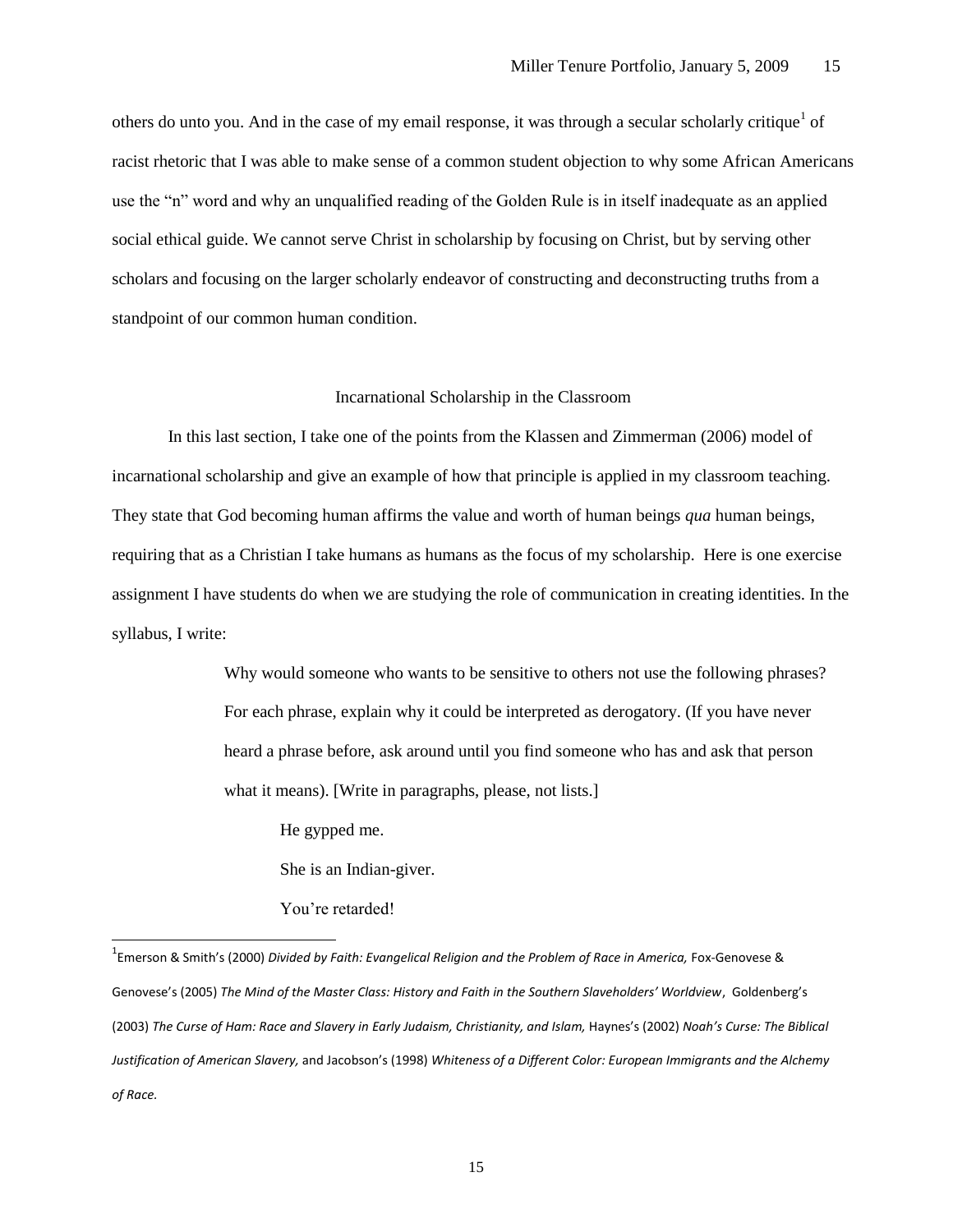others do unto you. And in the case of my email response, it was through a secular scholarly critique[1] of racist rhetoric that I was able to make sense of a common student objection to why some African Americans use the "n" word and why an unqualified reading of the Golden Rule is in itself inadequate as an applied social ethical guide. We cannot serve Christ in scholarship by focusing on Christ, but by serving other scholars and focusing on the larger scholarly endeavor of constructing and deconstructing truths from a standpoint of our common human condition.

## Incarnational Scholarship in the Classroom

In this last section, I take one of the points from the Klassen and Zimmerman (2006) model of incarnational scholarship and give an example of how that principle is applied in my classroom teaching. They state that God becoming human affirms the value and worth of human beings *qua* human beings, requiring that as a Christian I take humans as humans as the focus of my scholarship. Here is one exercise assignment I have students do when we are studying the role of communication in creating identities. In the syllabus, I write:

> Why would someone who wants to be sensitive to others not use the following phrases? For each phrase, explain why it could be interpreted as derogatory. (If you have never heard a phrase before, ask around until you find someone who has and ask that person what it means). [Write in paragraphs, please, not lists.]
>
> He gypped me.
>
> She is an Indian-giver.
>
> You're retarded!

---

[1] Emerson & Smith's (2000) *Divided by Faith: Evangelical Religion and the Problem of Race in America,* Fox-Genovese & Genovese's (2005) *The Mind of the Master Class: History and Faith in the Southern Slaveholders' Worldview*, Goldenberg's (2003) *The Curse of Ham: Race and Slavery in Early Judaism, Christianity, and Islam,* Haynes's (2002) *Noah's Curse: The Biblical Justification of American Slavery,* and Jacobson's (1998) *Whiteness of a Different Color: European Immigrants and the Alchemy of Race.*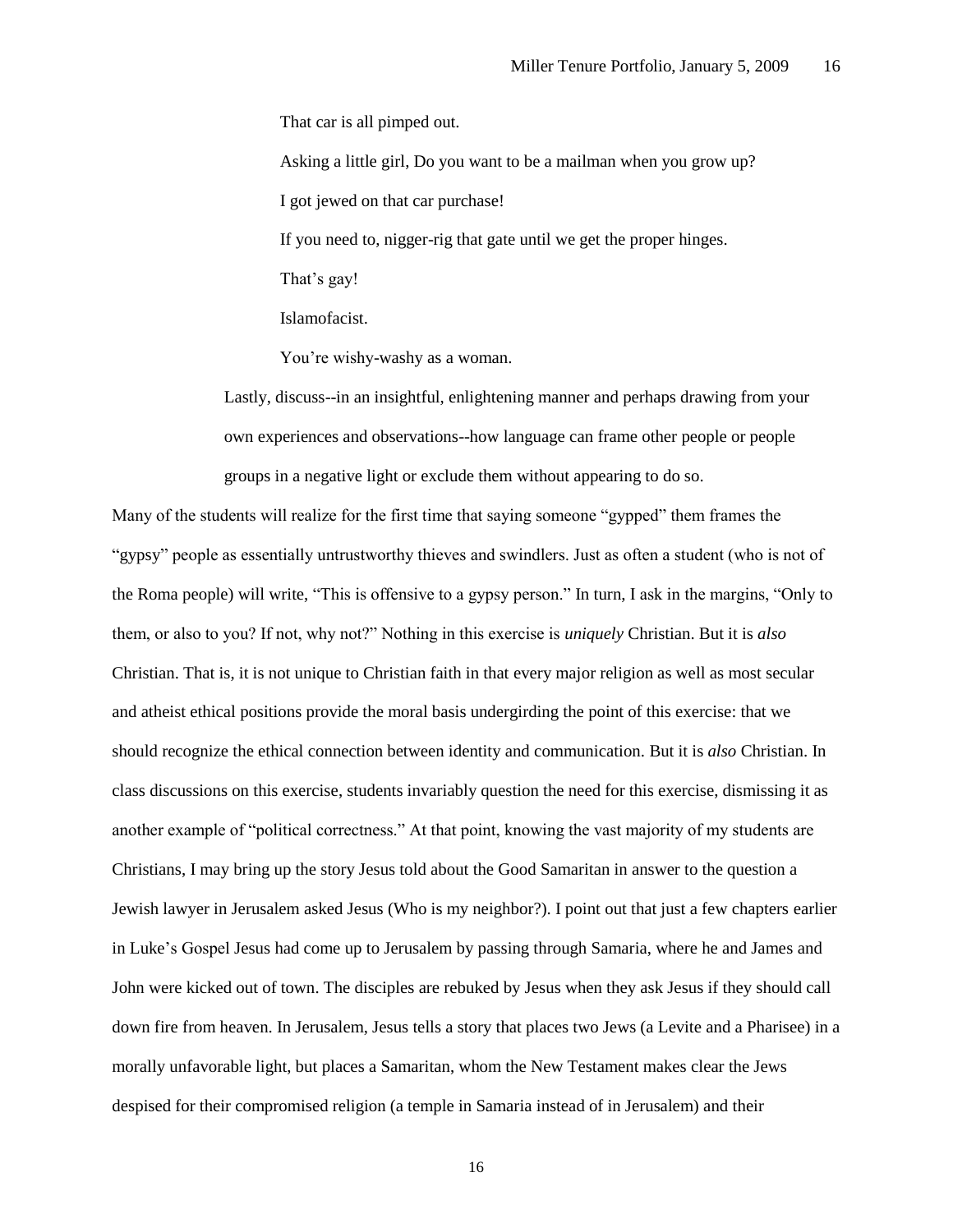That car is all pimped out.

Asking a little girl, Do you want to be a mailman when you grow up?

I got jewed on that car purchase!

If you need to, nigger-rig that gate until we get the proper hinges.

That's gay!

Islamofacist.

You're wishy-washy as a woman.

> Lastly, discuss--in an insightful, enlightening manner and perhaps drawing from your own experiences and observations--how language can frame other people or people groups in a negative light or exclude them without appearing to do so.

Many of the students will realize for the first time that saying someone "gypped" them frames the "gypsy" people as essentially untrustworthy thieves and swindlers. Just as often a student (who is not of the Roma people) will write, "This is offensive to a gypsy person." In turn, I ask in the margins, "Only to them, or also to you? If not, why not?" Nothing in this exercise is *uniquely* Christian. But it is *also* Christian. That is, it is not unique to Christian faith in that every major religion as well as most secular and atheist ethical positions provide the moral basis undergirding the point of this exercise: that we should recognize the ethical connection between identity and communication. But it is *also* Christian. In class discussions on this exercise, students invariably question the need for this exercise, dismissing it as another example of "political correctness." At that point, knowing the vast majority of my students are Christians, I may bring up the story Jesus told about the Good Samaritan in answer to the question a Jewish lawyer in Jerusalem asked Jesus (Who is my neighbor?). I point out that just a few chapters earlier in Luke's Gospel Jesus had come up to Jerusalem by passing through Samaria, where he and James and John were kicked out of town. The disciples are rebuked by Jesus when they ask Jesus if they should call down fire from heaven. In Jerusalem, Jesus tells a story that places two Jews (a Levite and a Pharisee) in a morally unfavorable light, but places a Samaritan, whom the New Testament makes clear the Jews despised for their compromised religion (a temple in Samaria instead of in Jerusalem) and their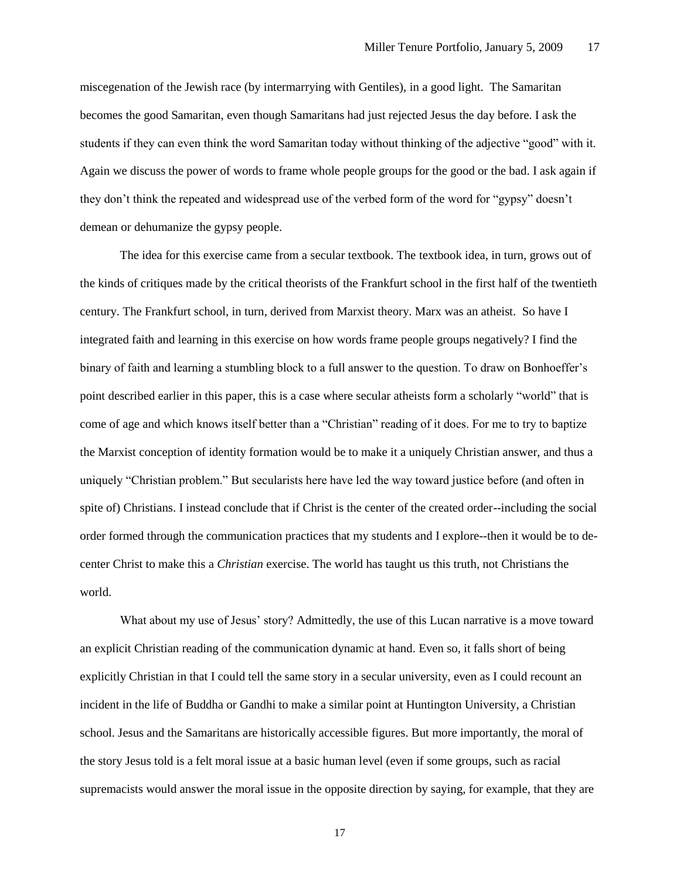miscegenation of the Jewish race (by intermarrying with Gentiles), in a good light. The Samaritan becomes the good Samaritan, even though Samaritans had just rejected Jesus the day before. I ask the students if they can even think the word Samaritan today without thinking of the adjective "good" with it. Again we discuss the power of words to frame whole people groups for the good or the bad. I ask again if they don't think the repeated and widespread use of the verbed form of the word for "gypsy" doesn't demean or dehumanize the gypsy people.

The idea for this exercise came from a secular textbook. The textbook idea, in turn, grows out of the kinds of critiques made by the critical theorists of the Frankfurt school in the first half of the twentieth century. The Frankfurt school, in turn, derived from Marxist theory. Marx was an atheist. So have I integrated faith and learning in this exercise on how words frame people groups negatively? I find the binary of faith and learning a stumbling block to a full answer to the question. To draw on Bonhoeffer's point described earlier in this paper, this is a case where secular atheists form a scholarly "world" that is come of age and which knows itself better than a "Christian" reading of it does. For me to try to baptize the Marxist conception of identity formation would be to make it a uniquely Christian answer, and thus a uniquely "Christian problem." But secularists here have led the way toward justice before (and often in spite of) Christians. I instead conclude that if Christ is the center of the created order--including the social order formed through the communication practices that my students and I explore--then it would be to de-center Christ to make this a *Christian* exercise. The world has taught us this truth, not Christians the world.

What about my use of Jesus' story? Admittedly, the use of this Lucan narrative is a move toward an explicit Christian reading of the communication dynamic at hand. Even so, it falls short of being explicitly Christian in that I could tell the same story in a secular university, even as I could recount an incident in the life of Buddha or Gandhi to make a similar point at Huntington University, a Christian school. Jesus and the Samaritans are historically accessible figures. But more importantly, the moral of the story Jesus told is a felt moral issue at a basic human level (even if some groups, such as racial supremacists would answer the moral issue in the opposite direction by saying, for example, that they are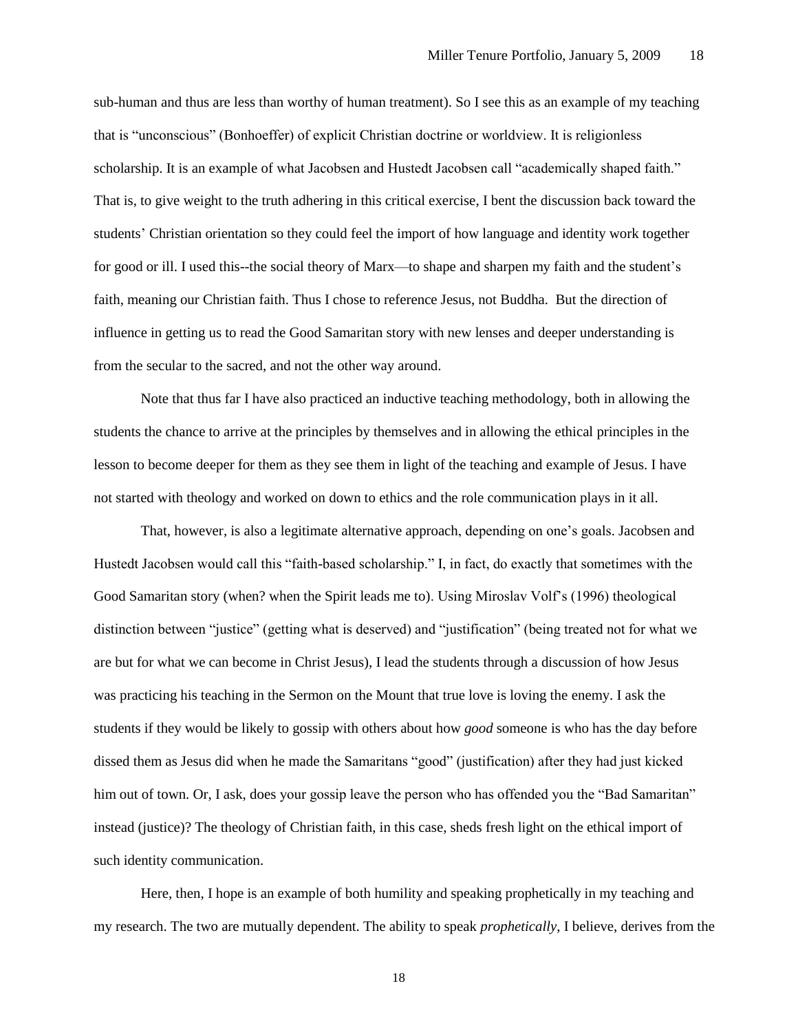sub-human and thus are less than worthy of human treatment). So I see this as an example of my teaching that is "unconscious" (Bonhoeffer) of explicit Christian doctrine or worldview. It is religionless scholarship. It is an example of what Jacobsen and Hustedt Jacobsen call "academically shaped faith." That is, to give weight to the truth adhering in this critical exercise, I bent the discussion back toward the students' Christian orientation so they could feel the import of how language and identity work together for good or ill. I used this--the social theory of Marx—to shape and sharpen my faith and the student's faith, meaning our Christian faith. Thus I chose to reference Jesus, not Buddha. But the direction of influence in getting us to read the Good Samaritan story with new lenses and deeper understanding is from the secular to the sacred, and not the other way around.

Note that thus far I have also practiced an inductive teaching methodology, both in allowing the students the chance to arrive at the principles by themselves and in allowing the ethical principles in the lesson to become deeper for them as they see them in light of the teaching and example of Jesus. I have not started with theology and worked on down to ethics and the role communication plays in it all.

That, however, is also a legitimate alternative approach, depending on one's goals. Jacobsen and Hustedt Jacobsen would call this "faith-based scholarship." I, in fact, do exactly that sometimes with the Good Samaritan story (when? when the Spirit leads me to). Using Miroslav Volf's (1996) theological distinction between "justice" (getting what is deserved) and "justification" (being treated not for what we are but for what we can become in Christ Jesus), I lead the students through a discussion of how Jesus was practicing his teaching in the Sermon on the Mount that true love is loving the enemy. I ask the students if they would be likely to gossip with others about how *good* someone is who has the day before dissed them as Jesus did when he made the Samaritans "good" (justification) after they had just kicked him out of town. Or, I ask, does your gossip leave the person who has offended you the "Bad Samaritan" instead (justice)? The theology of Christian faith, in this case, sheds fresh light on the ethical import of such identity communication.

Here, then, I hope is an example of both humility and speaking prophetically in my teaching and my research. The two are mutually dependent. The ability to speak *prophetically*, I believe, derives from the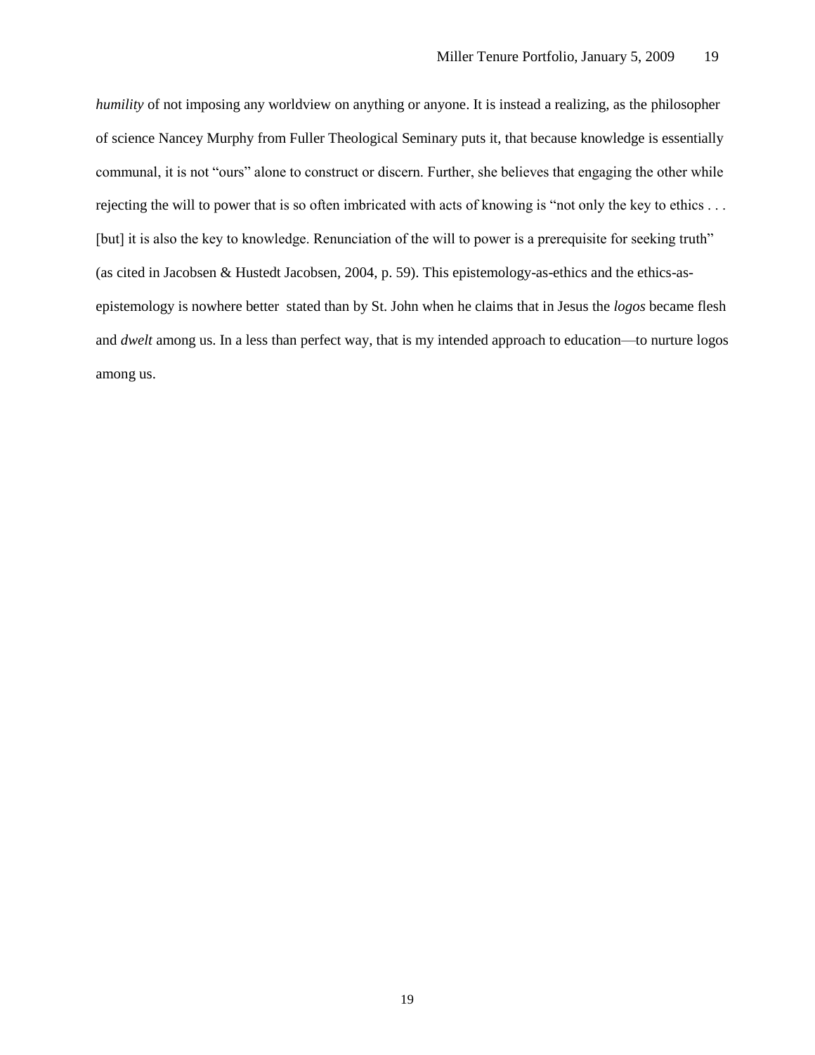*humility* of not imposing any worldview on anything or anyone. It is instead a realizing, as the philosopher of science Nancey Murphy from Fuller Theological Seminary puts it, that because knowledge is essentially communal, it is not "ours" alone to construct or discern. Further, she believes that engaging the other while rejecting the will to power that is so often imbricated with acts of knowing is "not only the key to ethics . . . [but] it is also the key to knowledge. Renunciation of the will to power is a prerequisite for seeking truth" (as cited in Jacobsen & Hustedt Jacobsen, 2004, p. 59). This epistemology-as-ethics and the ethics-as-epistemology is nowhere better stated than by St. John when he claims that in Jesus the *logos* became flesh and *dwelt* among us. In a less than perfect way, that is my intended approach to education—to nurture logos among us.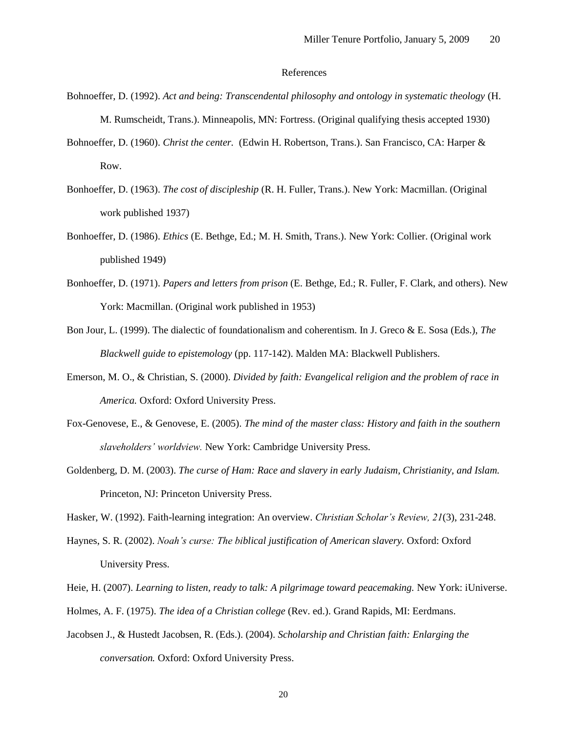# References

Bohnoeffer, D. (1992). *Act and being: Transcendental philosophy and ontology in systematic theology* (H. M. Rumscheidt, Trans.). Minneapolis, MN: Fortress. (Original qualifying thesis accepted 1930)

Bohnoeffer, D. (1960). *Christ the center.* (Edwin H. Robertson, Trans.). San Francisco, CA: Harper & Row.

Bonhoeffer, D. (1963). *The cost of discipleship* (R. H. Fuller, Trans.). New York: Macmillan. (Original work published 1937)

Bonhoeffer, D. (1986). *Ethics* (E. Bethge, Ed.; M. H. Smith, Trans.). New York: Collier. (Original work published 1949)

Bonhoeffer, D. (1971). *Papers and letters from prison* (E. Bethge, Ed.; R. Fuller, F. Clark, and others). New York: Macmillan. (Original work published in 1953)

Bon Jour, L. (1999). The dialectic of foundationalism and coherentism. In J. Greco & E. Sosa (Eds.), *The Blackwell guide to epistemology* (pp. 117-142). Malden MA: Blackwell Publishers.

Emerson, M. O., & Christian, S. (2000). *Divided by faith: Evangelical religion and the problem of race in America.* Oxford: Oxford University Press.

Fox-Genovese, E., & Genovese, E. (2005). *The mind of the master class: History and faith in the southern slaveholders' worldview.* New York: Cambridge University Press.

Goldenberg, D. M. (2003). *The curse of Ham: Race and slavery in early Judaism, Christianity, and Islam.* Princeton, NJ: Princeton University Press.

Hasker, W. (1992). Faith-learning integration: An overview. *Christian Scholar's Review, 21*(3), 231-248.

Haynes, S. R. (2002). *Noah's curse: The biblical justification of American slavery.* Oxford: Oxford University Press.

Heie, H. (2007). *Learning to listen, ready to talk: A pilgrimage toward peacemaking.* New York: iUniverse.

Holmes, A. F. (1975). *The idea of a Christian college* (Rev. ed.). Grand Rapids, MI: Eerdmans.

Jacobsen J., & Hustedt Jacobsen, R. (Eds.). (2004). *Scholarship and Christian faith: Enlarging the conversation.* Oxford: Oxford University Press.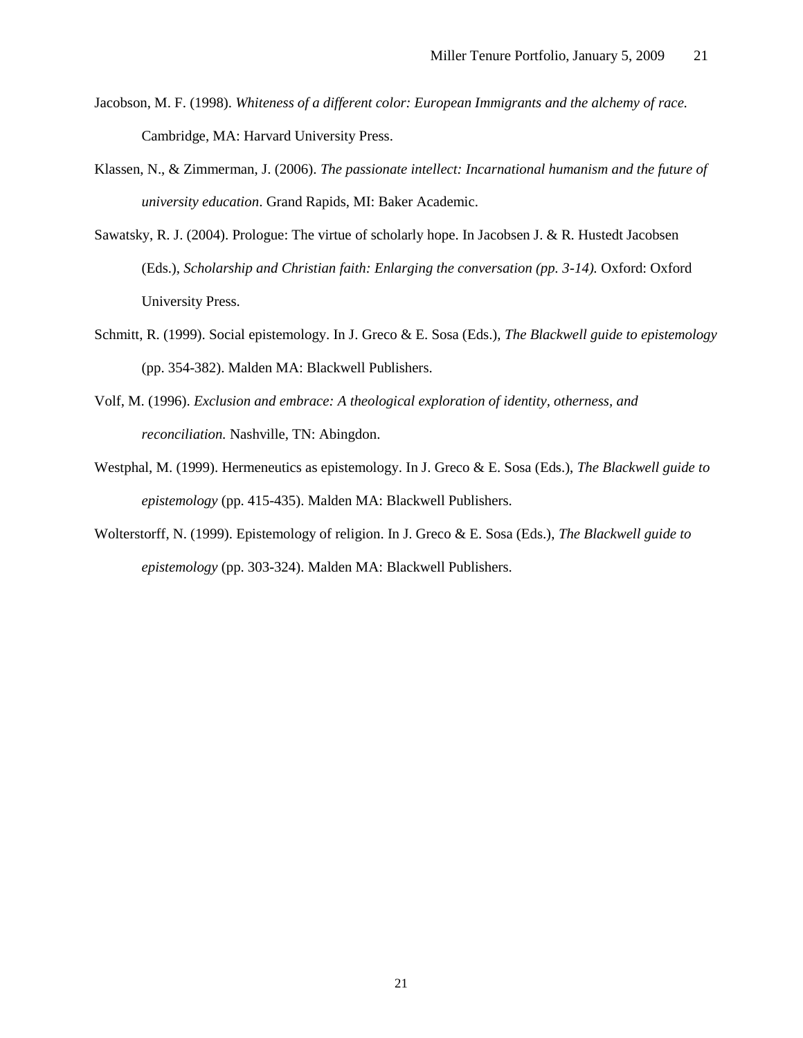Jacobson, M. F. (1998). *Whiteness of a different color: European Immigrants and the alchemy of race.* Cambridge, MA: Harvard University Press.

Klassen, N., & Zimmerman, J. (2006). *The passionate intellect: Incarnational humanism and the future of university education*. Grand Rapids, MI: Baker Academic.

Sawatsky, R. J. (2004). Prologue: The virtue of scholarly hope. In Jacobsen J. & R. Hustedt Jacobsen (Eds.), *Scholarship and Christian faith: Enlarging the conversation (pp. 3-14).* Oxford: Oxford University Press.

Schmitt, R. (1999). Social epistemology. In J. Greco & E. Sosa (Eds.), *The Blackwell guide to epistemology* (pp. 354-382). Malden MA: Blackwell Publishers.

Volf, M. (1996). *Exclusion and embrace: A theological exploration of identity, otherness, and reconciliation.* Nashville, TN: Abingdon.

Westphal, M. (1999). Hermeneutics as epistemology. In J. Greco & E. Sosa (Eds.), *The Blackwell guide to epistemology* (pp. 415-435). Malden MA: Blackwell Publishers.

Wolterstorff, N. (1999). Epistemology of religion. In J. Greco & E. Sosa (Eds.), *The Blackwell guide to epistemology* (pp. 303-324). Malden MA: Blackwell Publishers.